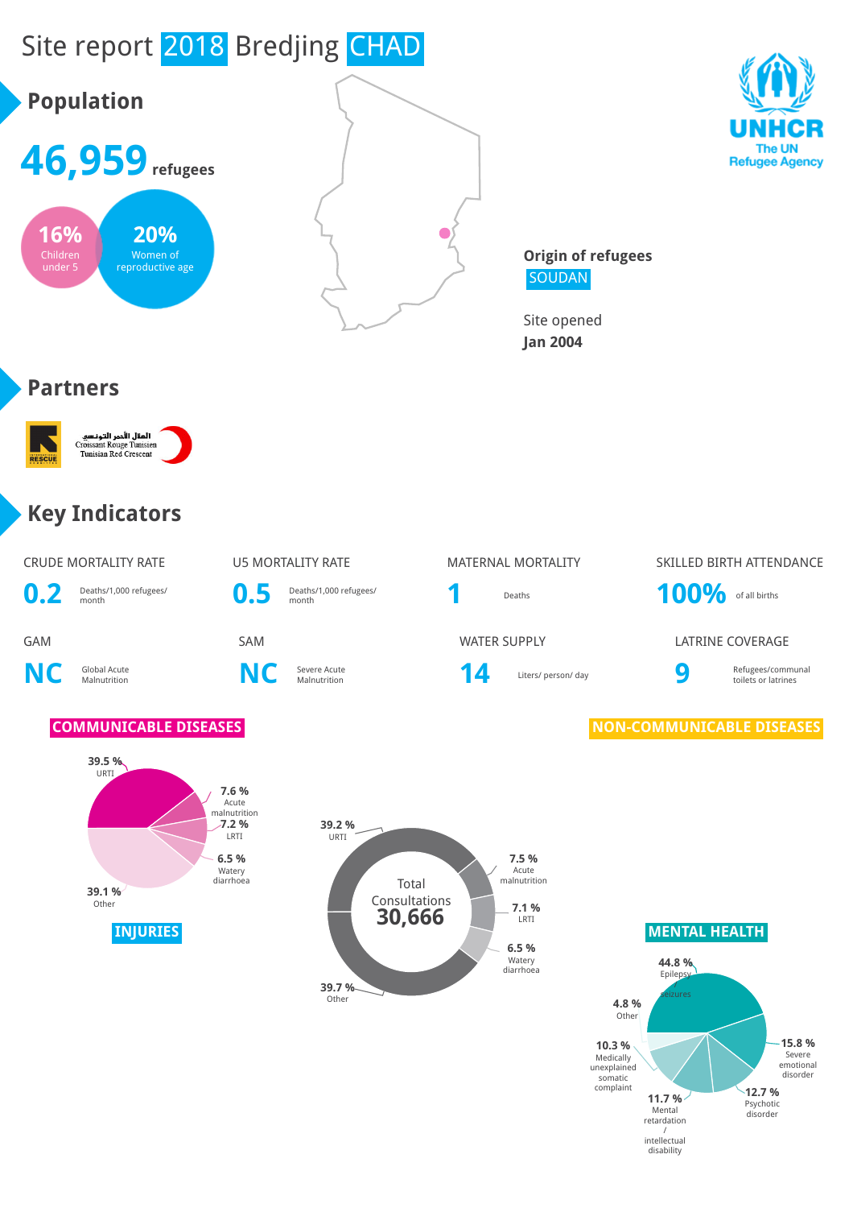# Site report 2018 Bredjing CHAD

## Population

**46,959** refugees

**16%** Children under 5

**20%** Women of reproductive age

UNHCR The UN Refugee Agency

**Origin of refugees**
SOUDAN

Site opened
**Jan 2004**

## Partners

الهلال الأحمر التونسي
Croissant Rouge Tunisien
Tunisian Red Crescent

## Key Indicators

| CRUDE MORTALITY RATE | U5 MORTALITY RATE | MATERNAL MORTALITY | SKILLED BIRTH ATTENDANCE |
|---|---|---|---|
| **0.2** Deaths/1,000 refugees/ month | **0.5** Deaths/1,000 refugees/ month | **1** Deaths | **100%** of all births |

| GAM | SAM | WATER SUPPLY | LATRINE COVERAGE |
|---|---|---|---|
| **NC** Global Acute Malnutrition | **NC** Severe Acute Malnutrition | **14** Liters/ person/ day | **9** Refugees/communal toilets or latrines |

### COMMUNICABLE DISEASES

- 39.5 % URTI
- 7.6 % Acute malnutrition
- 7.2 % LRTI
- 6.5 % Watery diarrhoea
- 39.1 % Other

### NON-COMMUNICABLE DISEASES

Total Consultations **30,666**

- 39.2 % URTI
- 7.5 % Acute malnutrition
- 7.1 % LRTI
- 6.5 % Watery diarrhoea
- 39.7 % Other

### INJURIES

### MENTAL HEALTH

- 44.8 % Epilepsy / seizures
- 15.8 % Severe emotional disorder
- 12.7 % Psychotic disorder
- 11.7 % Mental retardation / intellectual disability
- 10.3 % Medically unexplained somatic complaint
- 4.8 % Other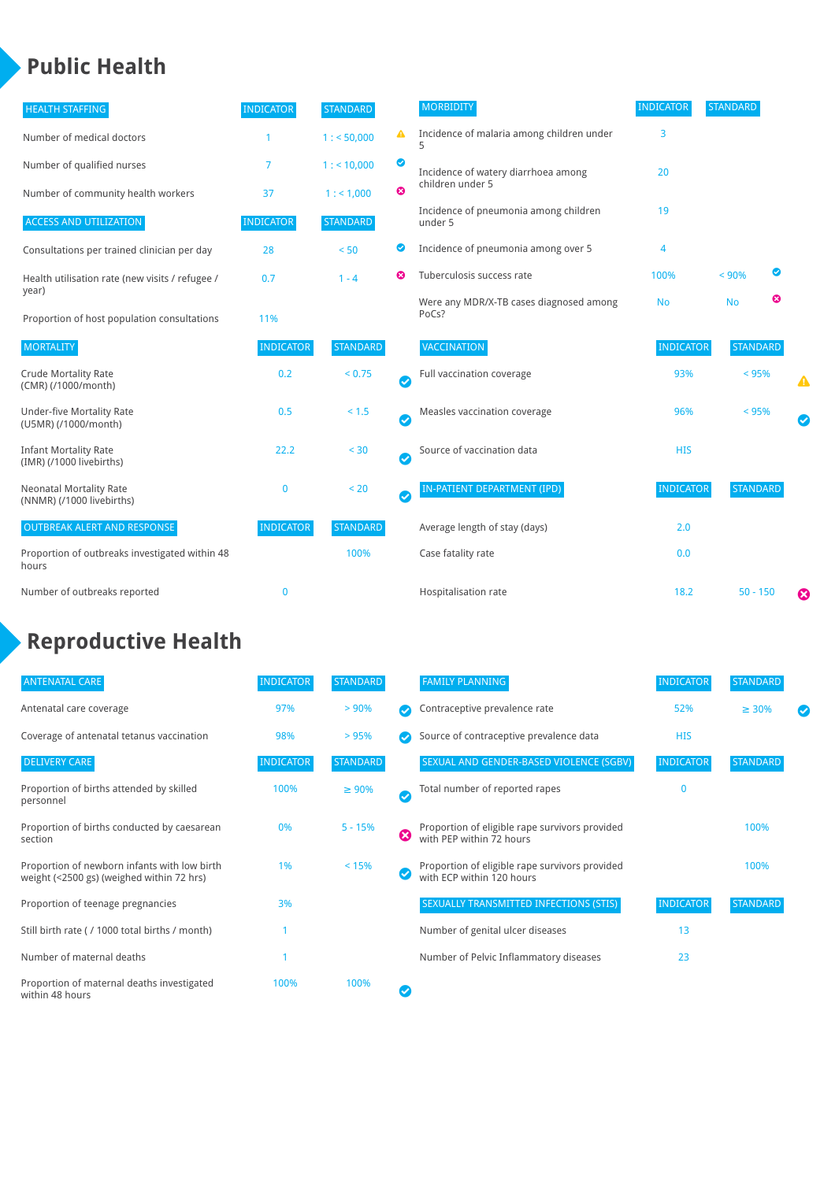# Public Health

| HEALTH STAFFING | INDICATOR | STANDARD | |
|---|---|---|---|
| Number of medical doctors | 1 | 1 : < 50,000 | ⚠ |
| Number of qualified nurses | 7 | 1 : < 10,000 | ✔ |
| Number of community health workers | 37 | 1 : < 1,000 | ✖ |

| ACCESS AND UTILIZATION | INDICATOR | STANDARD | |
|---|---|---|---|
| Consultations per trained clinician per day | 28 | < 50 | ✔ |
| Health utilisation rate (new visits / refugee / year) | 0.7 | 1 - 4 | ✖ |
| Proportion of host population consultations | 11% | | |

| MORTALITY | INDICATOR | STANDARD | |
|---|---|---|---|
| Crude Mortality Rate (CMR) (/1000/month) | 0.2 | < 0.75 | ✔ |
| Under-five Mortality Rate (U5MR) (/1000/month) | 0.5 | < 1.5 | ✔ |
| Infant Mortality Rate (IMR) (/1000 livebirths) | 22.2 | < 30 | ✔ |
| Neonatal Mortality Rate (NNMR) (/1000 livebirths) | 0 | < 20 | ✔ |

| OUTBREAK ALERT AND RESPONSE | INDICATOR | STANDARD |
|---|---|---|
| Proportion of outbreaks investigated within 48 hours | | 100% |
| Number of outbreaks reported | 0 | |

| MORBIDITY | INDICATOR | STANDARD | |
|---|---|---|---|
| Incidence of malaria among children under 5 | 3 | | |
| Incidence of watery diarrhoea among children under 5 | 20 | | |
| Incidence of pneumonia among children under 5 | 19 | | |
| Incidence of pneumonia among over 5 | 4 | | |
| Tuberculosis success rate | 100% | < 90% | ✔ |
| Were any MDR/X-TB cases diagnosed among PoCs? | No | No | ✖ |

| VACCINATION | INDICATOR | STANDARD | |
|---|---|---|---|
| Full vaccination coverage | 93% | < 95% | ⚠ |
| Measles vaccination coverage | 96% | < 95% | ✔ |
| Source of vaccination data | HIS | | |

| IN-PATIENT DEPARTMENT (IPD) | INDICATOR | STANDARD | |
|---|---|---|---|
| Average length of stay (days) | 2.0 | | |
| Case fatality rate | 0.0 | | |
| Hospitalisation rate | 18.2 | 50 - 150 | ✖ |

# Reproductive Health

| ANTENATAL CARE | INDICATOR | STANDARD | |
|---|---|---|---|
| Antenatal care coverage | 97% | > 90% | ✔ |
| Coverage of antenatal tetanus vaccination | 98% | > 95% | ✔ |

| DELIVERY CARE | INDICATOR | STANDARD | |
|---|---|---|---|
| Proportion of births attended by skilled personnel | 100% | ≥ 90% | ✔ |
| Proportion of births conducted by caesarean section | 0% | 5 - 15% | ✖ |
| Proportion of newborn infants with low birth weight (<2500 gs) (weighed within 72 hrs) | 1% | < 15% | ✔ |
| Proportion of teenage pregnancies | 3% | | |
| Still birth rate ( / 1000 total births / month) | 1 | | |
| Number of maternal deaths | 1 | | |
| Proportion of maternal deaths investigated within 48 hours | 100% | 100% | ✔ |

| FAMILY PLANNING | INDICATOR | STANDARD | |
|---|---|---|---|
| Contraceptive prevalence rate | 52% | ≥ 30% | ✔ |
| Source of contraceptive prevalence data | HIS | | |

| SEXUAL AND GENDER-BASED VIOLENCE (SGBV) | INDICATOR | STANDARD |
|---|---|---|
| Total number of reported rapes | 0 | |
| Proportion of eligible rape survivors provided with PEP within 72 hours | | 100% |
| Proportion of eligible rape survivors provided with ECP within 120 hours | | 100% |

| SEXUALLY TRANSMITTED INFECTIONS (STIS) | INDICATOR | STANDARD |
|---|---|---|
| Number of genital ulcer diseases | 13 | |
| Number of Pelvic Inflammatory diseases | 23 | |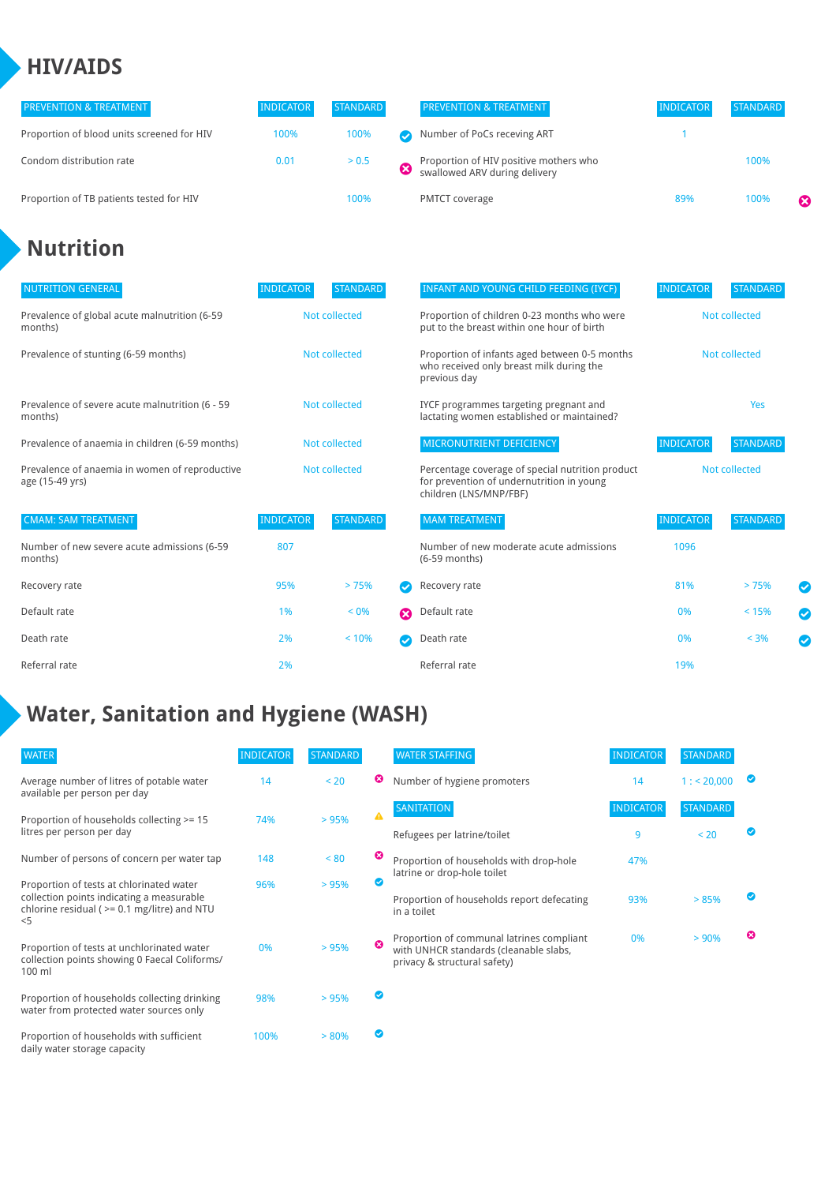# HIV/AIDS

| PREVENTION & TREATMENT | INDICATOR | STANDARD | |
|---|---|---|---|
| Proportion of blood units screened for HIV | 100% | 100% | ✔ |
| Condom distribution rate | 0.01 | > 0.5 | ✖ |
| Proportion of TB patients tested for HIV | | 100% | |

| PREVENTION & TREATMENT | INDICATOR | STANDARD | |
|---|---|---|---|
| Number of PoCs receving ART | 1 | | |
| Proportion of HIV positive mothers who swallowed ARV during delivery | | 100% | |
| PMTCT coverage | 89% | 100% | ✖ |

# Nutrition

| NUTRITION GENERAL | INDICATOR | STANDARD |
|---|---|---|
| Prevalence of global acute malnutrition (6-59 months) | Not collected | |
| Prevalence of stunting (6-59 months) | Not collected | |
| Prevalence of severe acute malnutrition (6 - 59 months) | Not collected | |
| Prevalence of anaemia in children (6-59 months) | Not collected | |
| Prevalence of anaemia in women of reproductive age (15-49 yrs) | Not collected | |

| INFANT AND YOUNG CHILD FEEDING (IYCF) | INDICATOR | STANDARD |
|---|---|---|
| Proportion of children 0-23 months who were put to the breast within one hour of birth | Not collected | |
| Proportion of infants aged between 0-5 months who received only breast milk during the previous day | Not collected | |
| IYCF programmes targeting pregnant and lactating women established or maintained? | | Yes |

| MICRONUTRIENT DEFICIENCY | INDICATOR | STANDARD |
|---|---|---|
| Percentage coverage of special nutrition product for prevention of undernutrition in young children (LNS/MNP/FBF) | Not collected | |

| CMAM: SAM TREATMENT | INDICATOR | STANDARD | |
|---|---|---|---|
| Number of new severe acute admissions (6-59 months) | 807 | | |
| Recovery rate | 95% | > 75% | ✔ |
| Default rate | 1% | < 0% | ✖ |
| Death rate | 2% | < 10% | ✔ |
| Referral rate | 2% | | |

| MAM TREATMENT | INDICATOR | STANDARD | |
|---|---|---|---|
| Number of new moderate acute admissions (6-59 months) | 1096 | | |
| Recovery rate | 81% | > 75% | ✔ |
| Default rate | 0% | < 15% | ✔ |
| Death rate | 0% | < 3% | ✔ |
| Referral rate | 19% | | |

# Water, Sanitation and Hygiene (WASH)

| WATER | INDICATOR | STANDARD | |
|---|---|---|---|
| Average number of litres of potable water available per person per day | 14 | < 20 | ✖ |
| Proportion of households collecting >= 15 litres per person per day | 74% | > 95% | ⚠ |
| Number of persons of concern per water tap | 148 | < 80 | ✖ |
| Proportion of tests at chlorinated water collection points indicating a measurable chlorine residual ( >= 0.1 mg/litre) and NTU <5 | 96% | > 95% | ✔ |
| Proportion of tests at unchlorinated water collection points showing 0 Faecal Coliforms/ 100 ml | 0% | > 95% | ✖ |
| Proportion of households collecting drinking water from protected water sources only | 98% | > 95% | ✔ |
| Proportion of households with sufficient daily water storage capacity | 100% | > 80% | ✔ |

| WATER STAFFING | INDICATOR | STANDARD | |
|---|---|---|---|
| Number of hygiene promoters | 14 | 1 : < 20,000 | ✔ |

| SANITATION | INDICATOR | STANDARD | |
|---|---|---|---|
| Refugees per latrine/toilet | 9 | < 20 | ✔ |
| Proportion of households with drop-hole latrine or drop-hole toilet | 47% | | |
| Proportion of households report defecating in a toilet | 93% | > 85% | ✔ |
| Proportion of communal latrines compliant with UNHCR standards (cleanable slabs, privacy & structural safety) | 0% | > 90% | ✖ |